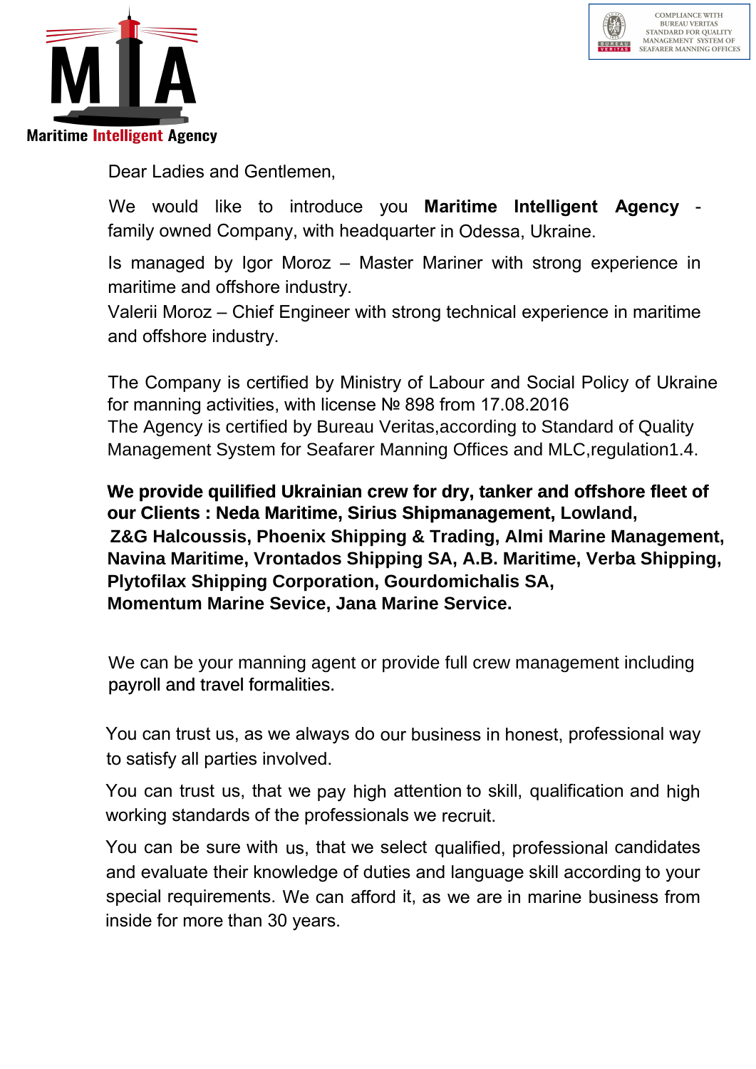**Maritime Intelligent Agency**

COMPLIANCE WITH BUREAU VERITAS STANDARD FOR QUALITY MANAGEMENT SYSTEM OF SEAFARER MANNING OFFICES

Dear Ladies and Gentlemen,

We would like to introduce you **Maritime Intelligent Agency** - family owned Company, with headquarter in Odessa, Ukraine.

Is managed by Igor Moroz – Master Mariner with strong experience in maritime and offshore industry.
Valerii Moroz – Chief Engineer with strong technical experience in maritime and offshore industry.

The Company is certified by Ministry of Labour and Social Policy of Ukraine for manning activities, with license № 898 from 17.08.2016
The Agency is certified by Bureau Veritas,according to Standard of Quality Management System for Seafarer Manning Offices and MLC,regulation1.4.

**We provide quilified Ukrainian crew for dry, tanker and offshore fleet of our Clients : Neda Maritime, Sirius Shipmanagement, Lowland, Z&G Halcoussis, Phoenix Shipping & Trading, Almi Marine Management, Navina Maritime, Vrontados Shipping SA, A.B. Maritime, Verba Shipping, Plytofilax Shipping Corporation, Gourdomichalis SA, Momentum Marine Sevice, Jana Marine Service.**

We can be your manning agent or provide full crew management including payroll and travel formalities.

You can trust us, as we always do our business in honest, professional way to satisfy all parties involved.

You can trust us, that we pay high attention to skill, qualification and high working standards of the professionals we recruit.

You can be sure with us, that we select qualified, professional candidates and evaluate their knowledge of duties and language skill according to your special requirements. We can afford it, as we are in marine business from inside for more than 30 years.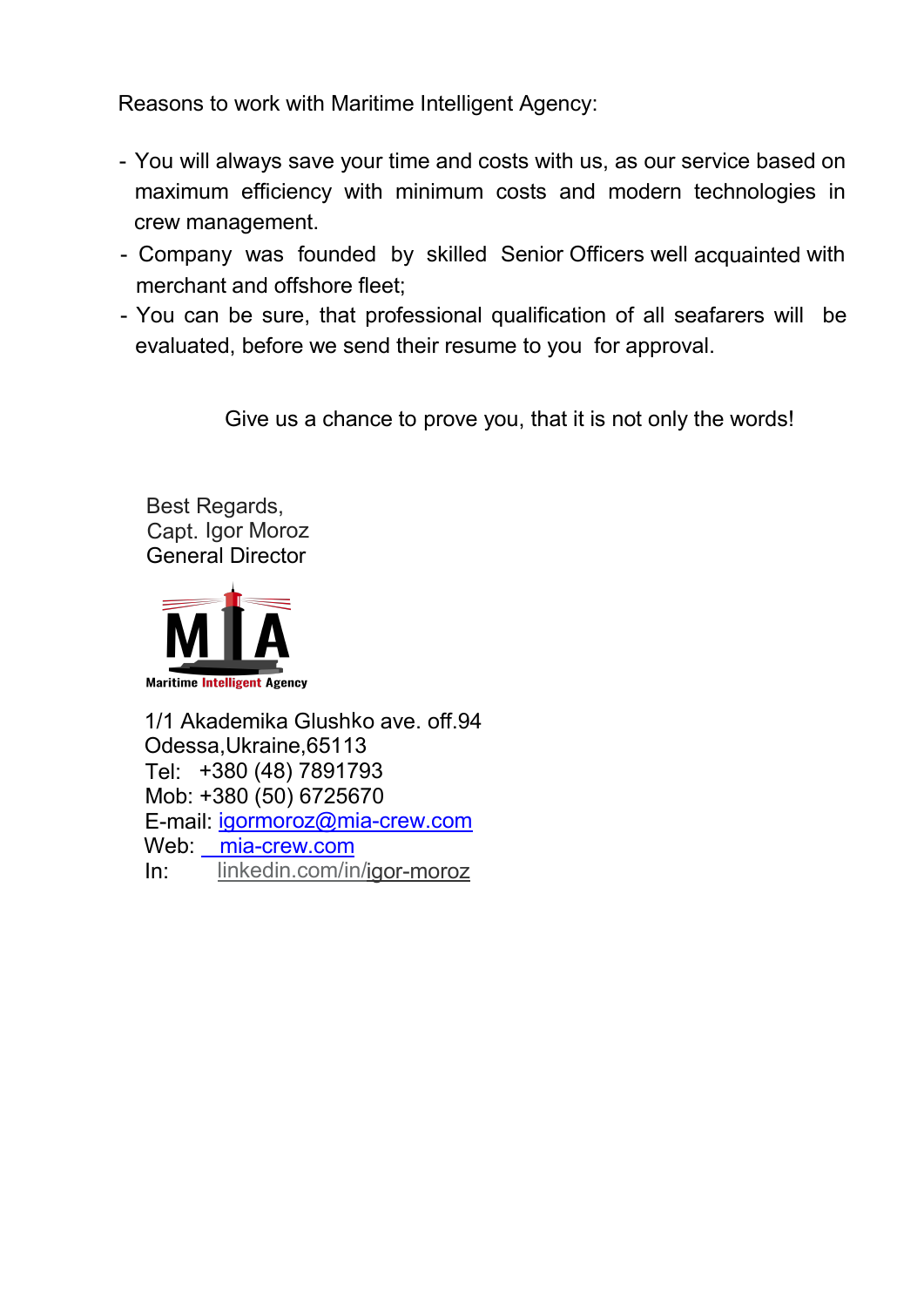Reasons to work with Maritime Intelligent Agency:

- You will always save your time and costs with us, as our service based on maximum efficiency with minimum costs and modern technologies in crew management.
- Company was founded by skilled Senior Officers well acquainted with merchant and offshore fleet;
- You can be sure, that professional qualification of all seafarers will be evaluated, before we send their resume to you for approval.

Give us a chance to prove you, that it is not only the words!

Best Regards,
Capt. Igor Moroz
General Director

MIA
Maritime Intelligent Agency

1/1 Akademika Glushko ave. off.94
Odessa,Ukraine,65113
Tel: +380 (48) 7891793
Mob: +380 (50) 6725670
E-mail: igormoroz@mia-crew.com
Web: mia-crew.com
In: linkedin.com/in/igor-moroz